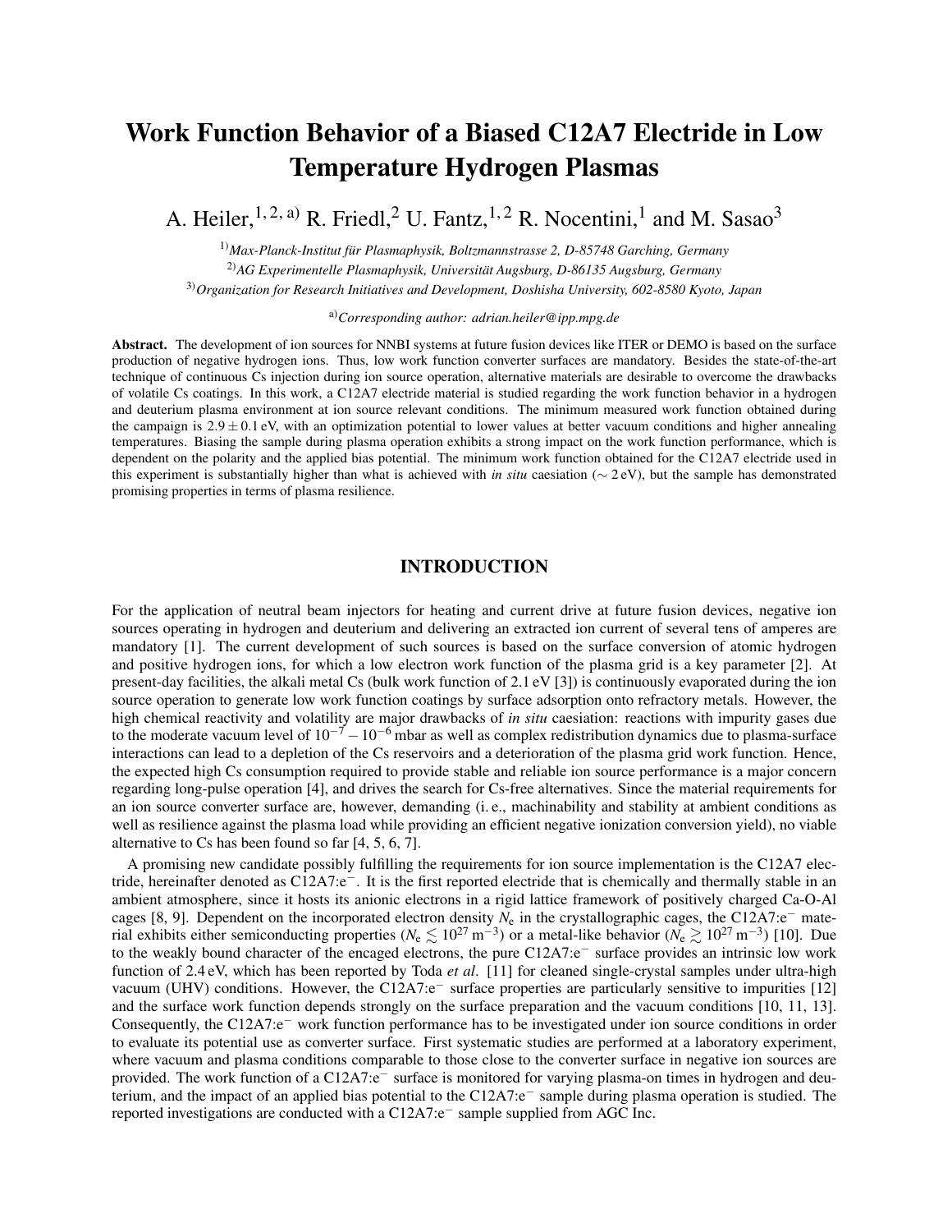# Work Function Behavior of a Biased C12A7 Electride in Low Temperature Hydrogen Plasmas

A. Heiler,[1, 2, a)] R. Friedl,[2] U. Fantz,[1, 2] R. Nocentini,[1] and M. Sasao[3]

[1)] *Max-Planck-Institut für Plasmaphysik, Boltzmannstrasse 2, D-85748 Garching, Germany*

[2)] *AG Experimentelle Plasmaphysik, Universität Augsburg, D-86135 Augsburg, Germany*

[3)] *Organization for Research Initiatives and Development, Doshisha University, 602-8580 Kyoto, Japan*

[a)] *Corresponding author: adrian.heiler@ipp.mpg.de*

**Abstract.** The development of ion sources for NNBI systems at future fusion devices like ITER or DEMO is based on the surface production of negative hydrogen ions. Thus, low work function converter surfaces are mandatory. Besides the state-of-the-art technique of continuous Cs injection during ion source operation, alternative materials are desirable to overcome the drawbacks of volatile Cs coatings. In this work, a C12A7 electride material is studied regarding the work function behavior in a hydrogen and deuterium plasma environment at ion source relevant conditions. The minimum measured work function obtained during the campaign is $2.9 \pm 0.1$ eV, with an optimization potential to lower values at better vacuum conditions and higher annealing temperatures. Biasing the sample during plasma operation exhibits a strong impact on the work function performance, which is dependent on the polarity and the applied bias potential. The minimum work function obtained for the C12A7 electride used in this experiment is substantially higher than what is achieved with *in situ* caesiation ($\sim 2$ eV), but the sample has demonstrated promising properties in terms of plasma resilience.

## INTRODUCTION

For the application of neutral beam injectors for heating and current drive at future fusion devices, negative ion sources operating in hydrogen and deuterium and delivering an extracted ion current of several tens of amperes are mandatory [1]. The current development of such sources is based on the surface conversion of atomic hydrogen and positive hydrogen ions, for which a low electron work function of the plasma grid is a key parameter [2]. At present-day facilities, the alkali metal Cs (bulk work function of 2.1 eV [3]) is continuously evaporated during the ion source operation to generate low work function coatings by surface adsorption onto refractory metals. However, the high chemical reactivity and volatility are major drawbacks of *in situ* caesiation: reactions with impurity gases due to the moderate vacuum level of $10^{-7} - 10^{-6}$ mbar as well as complex redistribution dynamics due to plasma-surface interactions can lead to a depletion of the Cs reservoirs and a deterioration of the plasma grid work function. Hence, the expected high Cs consumption required to provide stable and reliable ion source performance is a major concern regarding long-pulse operation [4], and drives the search for Cs-free alternatives. Since the material requirements for an ion source converter surface are, however, demanding (i. e., machinability and stability at ambient conditions as well as resilience against the plasma load while providing an efficient negative ionization conversion yield), no viable alternative to Cs has been found so far [4, 5, 6, 7].

A promising new candidate possibly fulfilling the requirements for ion source implementation is the C12A7 electride, hereinafter denoted as C12A7:e$^-$. It is the first reported electride that is chemically and thermally stable in an ambient atmosphere, since it hosts its anionic electrons in a rigid lattice framework of positively charged Ca-O-Al cages [8, 9]. Dependent on the incorporated electron density $N_e$ in the crystallographic cages, the C12A7:e$^-$ material exhibits either semiconducting properties ($N_e \lesssim 10^{27}\,\mathrm{m}^{-3}$) or a metal-like behavior ($N_e \gtrsim 10^{27}\,\mathrm{m}^{-3}$) [10]. Due to the weakly bound character of the encaged electrons, the pure C12A7:e$^-$ surface provides an intrinsic low work function of 2.4 eV, which has been reported by Toda *et al*. [11] for cleaned single-crystal samples under ultra-high vacuum (UHV) conditions. However, the C12A7:e$^-$ surface properties are particularly sensitive to impurities [12] and the surface work function depends strongly on the surface preparation and the vacuum conditions [10, 11, 13]. Consequently, the C12A7:e$^-$ work function performance has to be investigated under ion source conditions in order to evaluate its potential use as converter surface. First systematic studies are performed at a laboratory experiment, where vacuum and plasma conditions comparable to those close to the converter surface in negative ion sources are provided. The work function of a C12A7:e$^-$ surface is monitored for varying plasma-on times in hydrogen and deuterium, and the impact of an applied bias potential to the C12A7:e$^-$ sample during plasma operation is studied. The reported investigations are conducted with a C12A7:e$^-$ sample supplied from AGC Inc.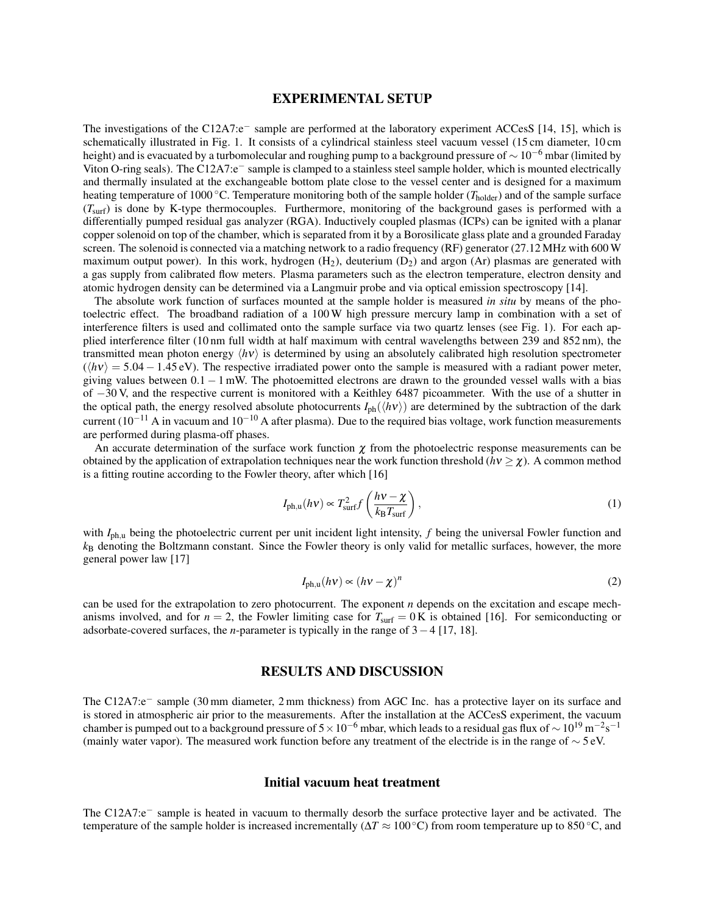## EXPERIMENTAL SETUP

The investigations of the C12A7:e$^-$ sample are performed at the laboratory experiment ACCesS [14, 15], which is schematically illustrated in Fig. 1. It consists of a cylindrical stainless steel vacuum vessel (15 cm diameter, 10 cm height) and is evacuated by a turbomolecular and roughing pump to a background pressure of $\sim 10^{-6}$ mbar (limited by Viton O-ring seals). The C12A7:e$^-$ sample is clamped to a stainless steel sample holder, which is mounted electrically and thermally insulated at the exchangeable bottom plate close to the vessel center and is designed for a maximum heating temperature of 1000 °C. Temperature monitoring both of the sample holder ($T_{\mathrm{holder}}$) and of the sample surface ($T_{\mathrm{surf}}$) is done by K-type thermocouples. Furthermore, monitoring of the background gases is performed with a differentially pumped residual gas analyzer (RGA). Inductively coupled plasmas (ICPs) can be ignited with a planar copper solenoid on top of the chamber, which is separated from it by a Borosilicate glass plate and a grounded Faraday screen. The solenoid is connected via a matching network to a radio frequency (RF) generator (27.12 MHz with 600 W maximum output power). In this work, hydrogen ($H_2$), deuterium ($D_2$) and argon (Ar) plasmas are generated with a gas supply from calibrated flow meters. Plasma parameters such as the electron temperature, electron density and atomic hydrogen density can be determined via a Langmuir probe and via optical emission spectroscopy [14].

The absolute work function of surfaces mounted at the sample holder is measured *in situ* by means of the photoelectric effect. The broadband radiation of a 100 W high pressure mercury lamp in combination with a set of interference filters is used and collimated onto the sample surface via two quartz lenses (see Fig. 1). For each applied interference filter (10 nm full width at half maximum with central wavelengths between 239 and 852 nm), the transmitted mean photon energy $\langle h\nu \rangle$ is determined by using an absolutely calibrated high resolution spectrometer ($\langle h\nu \rangle = 5.04 - 1.45$ eV). The respective irradiated power onto the sample is measured with a radiant power meter, giving values between $0.1 - 1$ mW. The photoemitted electrons are drawn to the grounded vessel walls with a bias of $-30$ V, and the respective current is monitored with a Keithley 6487 picoammeter. With the use of a shutter in the optical path, the energy resolved absolute photocurrents $I_{\mathrm{ph}}(\langle h\nu \rangle)$ are determined by the subtraction of the dark current ($10^{-11}$ A in vacuum and $10^{-10}$ A after plasma). Due to the required bias voltage, work function measurements are performed during plasma-off phases.

An accurate determination of the surface work function $\chi$ from the photoelectric response measurements can be obtained by the application of extrapolation techniques near the work function threshold ($h\nu \geq \chi$). A common method is a fitting routine according to the Fowler theory, after which [16]

$$I_{\mathrm{ph,u}}(h\nu) \propto T_{\mathrm{surf}}^2 f\left(\frac{h\nu - \chi}{k_{\mathrm{B}} T_{\mathrm{surf}}}\right), \tag{1}$$

with $I_{\mathrm{ph,u}}$ being the photoelectric current per unit incident light intensity, $f$ being the universal Fowler function and $k_{\mathrm{B}}$ denoting the Boltzmann constant. Since the Fowler theory is only valid for metallic surfaces, however, the more general power law [17]

$$I_{\mathrm{ph,u}}(h\nu) \propto (h\nu - \chi)^n \tag{2}$$

can be used for the extrapolation to zero photocurrent. The exponent $n$ depends on the excitation and escape mechanisms involved, and for $n = 2$, the Fowler limiting case for $T_{\mathrm{surf}} = 0$ K is obtained [16]. For semiconducting or adsorbate-covered surfaces, the $n$-parameter is typically in the range of $3 - 4$ [17, 18].

## RESULTS AND DISCUSSION

The C12A7:e$^-$ sample (30 mm diameter, 2 mm thickness) from AGC Inc. has a protective layer on its surface and is stored in atmospheric air prior to the measurements. After the installation at the ACCesS experiment, the vacuum chamber is pumped out to a background pressure of $5 \times 10^{-6}$ mbar, which leads to a residual gas flux of $\sim 10^{19}$ m$^{-2}$s$^{-1}$ (mainly water vapor). The measured work function before any treatment of the electride is in the range of $\sim 5$ eV.

### Initial vacuum heat treatment

The C12A7:e$^-$ sample is heated in vacuum to thermally desorb the surface protective layer and be activated. The temperature of the sample holder is increased incrementally ($\Delta T \approx 100$ °C) from room temperature up to 850 °C, and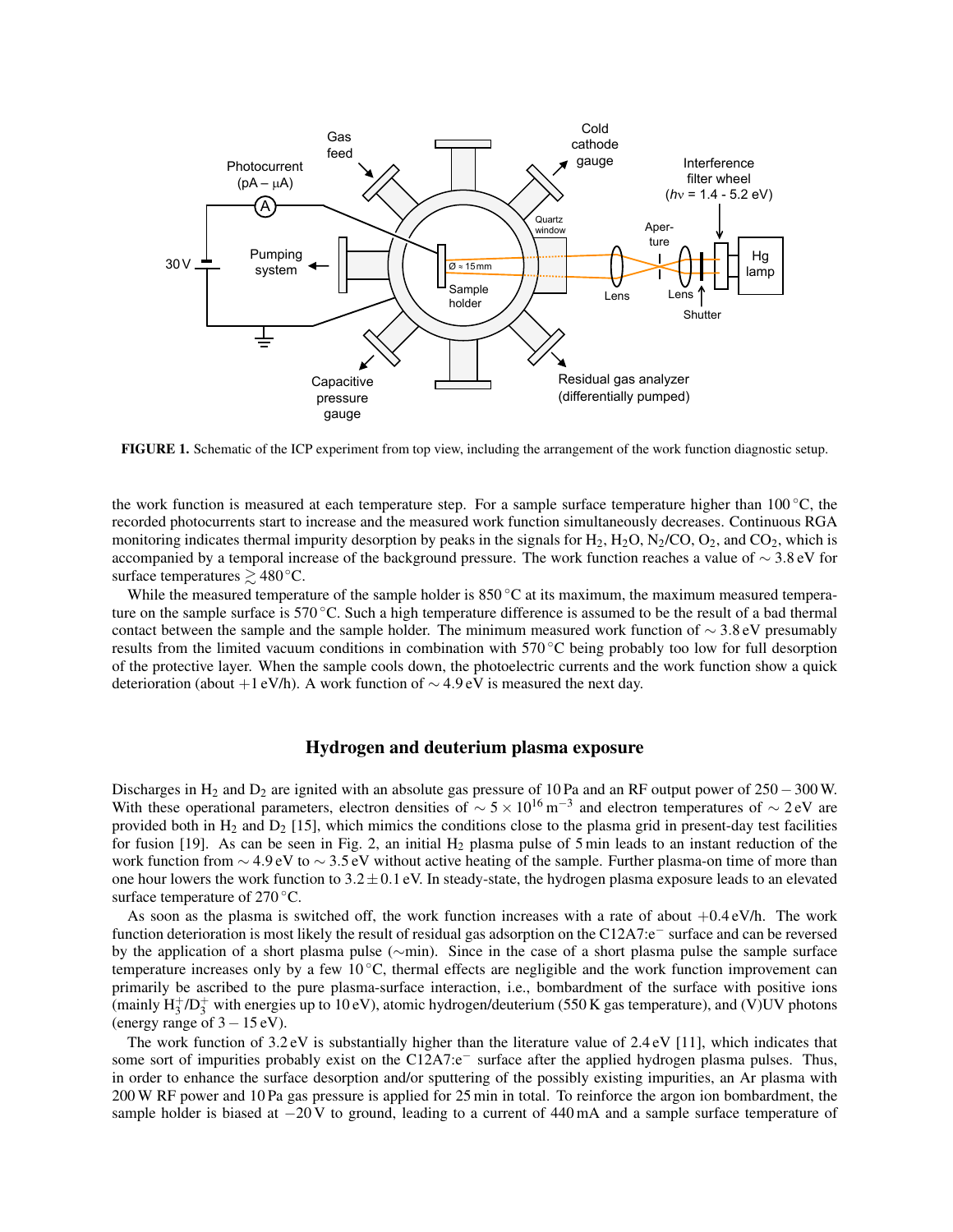**FIGURE 1.** Schematic of the ICP experiment from top view, including the arrangement of the work function diagnostic setup.

the work function is measured at each temperature step. For a sample surface temperature higher than 100 °C, the recorded photocurrents start to increase and the measured work function simultaneously decreases. Continuous RGA monitoring indicates thermal impurity desorption by peaks in the signals for $H_2$, $H_2O$, $N_2$/CO, $O_2$, and $CO_2$, which is accompanied by a temporal increase of the background pressure. The work function reaches a value of $\sim 3.8$ eV for surface temperatures $\gtrsim 480$ °C.

While the measured temperature of the sample holder is 850 °C at its maximum, the maximum measured temperature on the sample surface is 570 °C. Such a high temperature difference is assumed to be the result of a bad thermal contact between the sample and the sample holder. The minimum measured work function of $\sim 3.8$ eV presumably results from the limited vacuum conditions in combination with 570 °C being probably too low for full desorption of the protective layer. When the sample cools down, the photoelectric currents and the work function show a quick deterioration (about +1 eV/h). A work function of $\sim 4.9$ eV is measured the next day.

## Hydrogen and deuterium plasma exposure

Discharges in $H_2$ and $D_2$ are ignited with an absolute gas pressure of 10 Pa and an RF output power of $250 - 300$ W. With these operational parameters, electron densities of $\sim 5 \times 10^{16}\,\mathrm{m}^{-3}$ and electron temperatures of $\sim 2$ eV are provided both in $H_2$ and $D_2$ [15], which mimics the conditions close to the plasma grid in present-day test facilities for fusion [19]. As can be seen in Fig. 2, an initial $H_2$ plasma pulse of 5 min leads to an instant reduction of the work function from $\sim 4.9$ eV to $\sim 3.5$ eV without active heating of the sample. Further plasma-on time of more than one hour lowers the work function to $3.2 \pm 0.1$ eV. In steady-state, the hydrogen plasma exposure leads to an elevated surface temperature of 270 °C.

As soon as the plasma is switched off, the work function increases with a rate of about +0.4 eV/h. The work function deterioration is most likely the result of residual gas adsorption on the C12A7:e$^-$ surface and can be reversed by the application of a short plasma pulse ($\sim$min). Since in the case of a short plasma pulse the sample surface temperature increases only by a few 10 °C, thermal effects are negligible and the work function improvement can primarily be ascribed to the pure plasma-surface interaction, i.e., bombardment of the surface with positive ions (mainly $H_3^+$/$D_3^+$ with energies up to 10 eV), atomic hydrogen/deuterium (550 K gas temperature), and (V)UV photons (energy range of $3 - 15$ eV).

The work function of 3.2 eV is substantially higher than the literature value of 2.4 eV [11], which indicates that some sort of impurities probably exist on the C12A7:e$^-$ surface after the applied hydrogen plasma pulses. Thus, in order to enhance the surface desorption and/or sputtering of the possibly existing impurities, an Ar plasma with 200 W RF power and 10 Pa gas pressure is applied for 25 min in total. To reinforce the argon ion bombardment, the sample holder is biased at $-20$ V to ground, leading to a current of 440 mA and a sample surface temperature of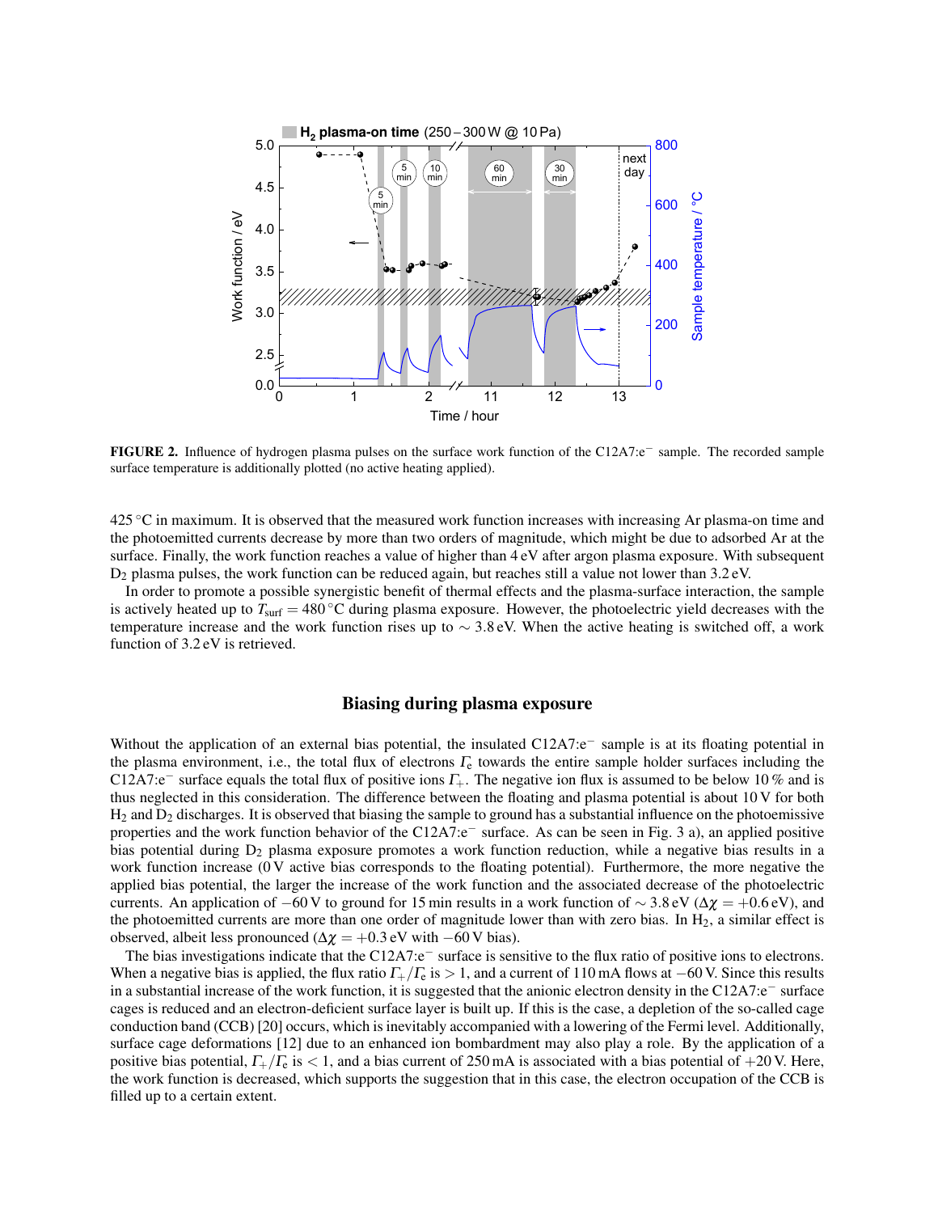**FIGURE 2.** Influence of hydrogen plasma pulses on the surface work function of the C12A7:e$^-$ sample. The recorded sample surface temperature is additionally plotted (no active heating applied).

425 °C in maximum. It is observed that the measured work function increases with increasing Ar plasma-on time and the photoemitted currents decrease by more than two orders of magnitude, which might be due to adsorbed Ar at the surface. Finally, the work function reaches a value of higher than 4 eV after argon plasma exposure. With subsequent $D_2$ plasma pulses, the work function can be reduced again, but reaches still a value not lower than 3.2 eV.

In order to promote a possible synergistic benefit of thermal effects and the plasma-surface interaction, the sample is actively heated up to $T_{surf} = 480$ °C during plasma exposure. However, the photoelectric yield decreases with the temperature increase and the work function rises up to $\sim 3.8$ eV. When the active heating is switched off, a work function of 3.2 eV is retrieved.

## Biasing during plasma exposure

Without the application of an external bias potential, the insulated C12A7:e$^-$ sample is at its floating potential in the plasma environment, i.e., the total flux of electrons $\Gamma_e$ towards the entire sample holder surfaces including the C12A7:e$^-$ surface equals the total flux of positive ions $\Gamma_+$. The negative ion flux is assumed to be below 10 % and is thus neglected in this consideration. The difference between the floating and plasma potential is about 10 V for both $H_2$ and $D_2$ discharges. It is observed that biasing the sample to ground has a substantial influence on the photoemissive properties and the work function behavior of the C12A7:e$^-$ surface. As can be seen in Fig. 3 a), an applied positive bias potential during $D_2$ plasma exposure promotes a work function reduction, while a negative bias results in a work function increase (0 V active bias corresponds to the floating potential). Furthermore, the more negative the applied bias potential, the larger the increase of the work function and the associated decrease of the photoelectric currents. An application of $-60$ V to ground for 15 min results in a work function of $\sim 3.8$ eV ($\Delta\chi = +0.6$ eV), and the photoemitted currents are more than one order of magnitude lower than with zero bias. In $H_2$, a similar effect is observed, albeit less pronounced ($\Delta\chi = +0.3$ eV with $-60$ V bias).

The bias investigations indicate that the C12A7:e$^-$ surface is sensitive to the flux ratio of positive ions to electrons. When a negative bias is applied, the flux ratio $\Gamma_+/\Gamma_e$ is $> 1$, and a current of 110 mA flows at $-60$ V. Since this results in a substantial increase of the work function, it is suggested that the anionic electron density in the C12A7:e$^-$ surface cages is reduced and an electron-deficient surface layer is built up. If this is the case, a depletion of the so-called cage conduction band (CCB) [20] occurs, which is inevitably accompanied with a lowering of the Fermi level. Additionally, surface cage deformations [12] due to an enhanced ion bombardment may also play a role. By the application of a positive bias potential, $\Gamma_+/\Gamma_e$ is $< 1$, and a bias current of 250 mA is associated with a bias potential of $+20$ V. Here, the work function is decreased, which supports the suggestion that in this case, the electron occupation of the CCB is filled up to a certain extent.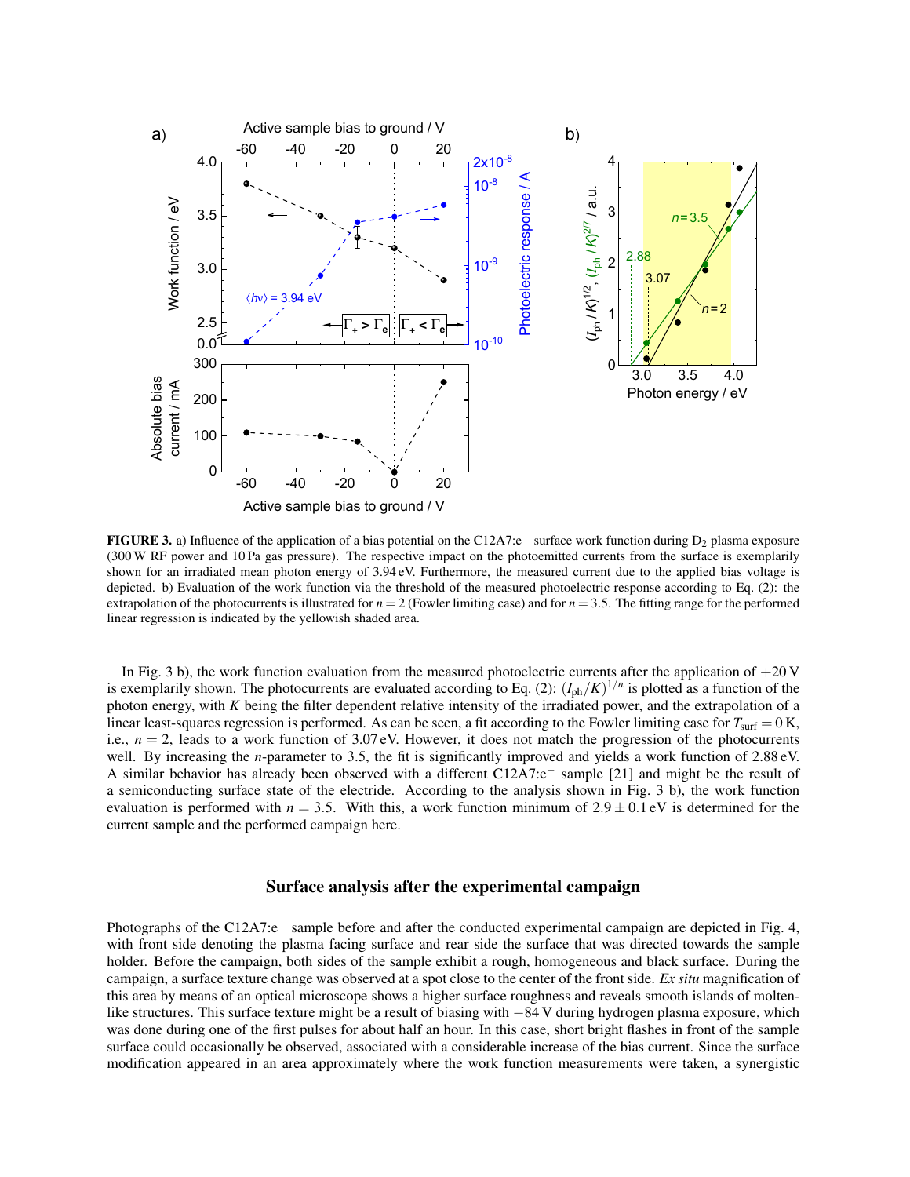**FIGURE 3.** a) Influence of the application of a bias potential on the C12A7:e$^-$ surface work function during $D_2$ plasma exposure (300 W RF power and 10 Pa gas pressure). The respective impact on the photoemitted currents from the surface is exemplarily shown for an irradiated mean photon energy of 3.94 eV. Furthermore, the measured current due to the applied bias voltage is depicted. b) Evaluation of the work function via the threshold of the measured photoelectric response according to Eq. (2): the extrapolation of the photocurrents is illustrated for $n = 2$ (Fowler limiting case) and for $n = 3.5$. The fitting range for the performed linear regression is indicated by the yellowish shaded area.

In Fig. 3 b), the work function evaluation from the measured photoelectric currents after the application of +20 V is exemplarily shown. The photocurrents are evaluated according to Eq. (2): $(I_{ph}/K)^{1/n}$ is plotted as a function of the photon energy, with $K$ being the filter dependent relative intensity of the irradiated power, and the extrapolation of a linear least-squares regression is performed. As can be seen, a fit according to the Fowler limiting case for $T_{surf} = 0$ K, i.e., $n = 2$, leads to a work function of 3.07 eV. However, it does not match the progression of the photocurrents well. By increasing the $n$-parameter to 3.5, the fit is significantly improved and yields a work function of 2.88 eV. A similar behavior has already been observed with a different C12A7:e$^-$ sample [21] and might be the result of a semiconducting surface state of the electride. According to the analysis shown in Fig. 3 b), the work function evaluation is performed with $n = 3.5$. With this, a work function minimum of $2.9 \pm 0.1$ eV is determined for the current sample and the performed campaign here.

## Surface analysis after the experimental campaign

Photographs of the C12A7:e$^-$ sample before and after the conducted experimental campaign are depicted in Fig. 4, with front side denoting the plasma facing surface and rear side the surface that was directed towards the sample holder. Before the campaign, both sides of the sample exhibit a rough, homogeneous and black surface. During the campaign, a surface texture change was observed at a spot close to the center of the front side. *Ex situ* magnification of this area by means of an optical microscope shows a higher surface roughness and reveals smooth islands of molten-like structures. This surface texture might be a result of biasing with −84 V during hydrogen plasma exposure, which was done during one of the first pulses for about half an hour. In this case, short bright flashes in front of the sample surface could occasionally be observed, associated with a considerable increase of the bias current. Since the surface modification appeared in an area approximately where the work function measurements were taken, a synergistic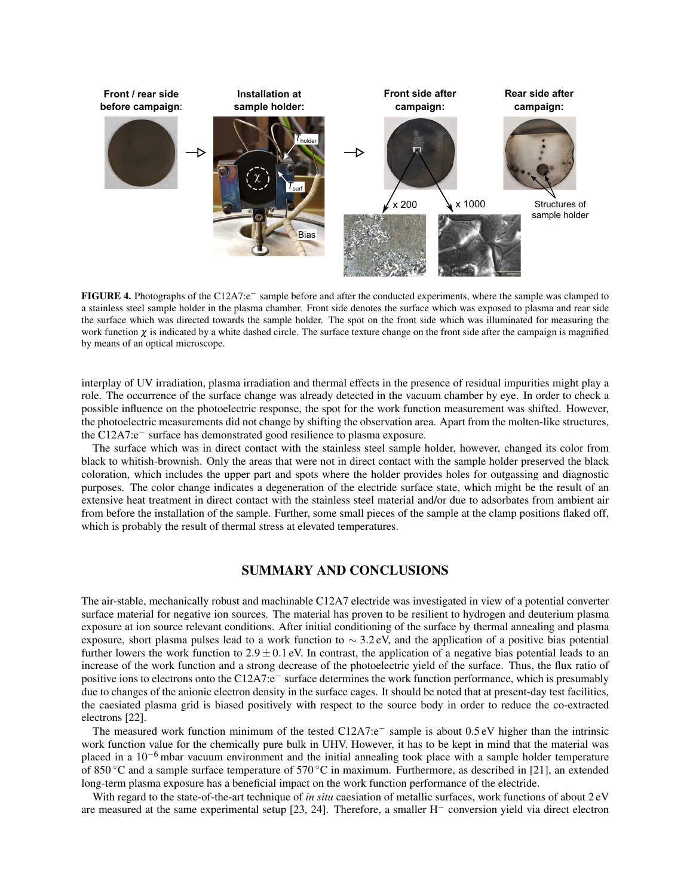Front / rear side before campaign:

Installation at sample holder:

Front side after campaign:

Rear side after campaign:

**FIGURE 4.** Photographs of the C12A7:e$^-$ sample before and after the conducted experiments, where the sample was clamped to a stainless steel sample holder in the plasma chamber. Front side denotes the surface which was exposed to plasma and rear side the surface which was directed towards the sample holder. The spot on the front side which was illuminated for measuring the work function $\chi$ is indicated by a white dashed circle. The surface texture change on the front side after the campaign is magnified by means of an optical microscope.

interplay of UV irradiation, plasma irradiation and thermal effects in the presence of residual impurities might play a role. The occurrence of the surface change was already detected in the vacuum chamber by eye. In order to check a possible influence on the photoelectric response, the spot for the work function measurement was shifted. However, the photoelectric measurements did not change by shifting the observation area. Apart from the molten-like structures, the C12A7:e$^-$ surface has demonstrated good resilience to plasma exposure.

The surface which was in direct contact with the stainless steel sample holder, however, changed its color from black to whitish-brownish. Only the areas that were not in direct contact with the sample holder preserved the black coloration, which includes the upper part and spots where the holder provides holes for outgassing and diagnostic purposes. The color change indicates a degeneration of the electride surface state, which might be the result of an extensive heat treatment in direct contact with the stainless steel material and/or due to adsorbates from ambient air from before the installation of the sample. Further, some small pieces of the sample at the clamp positions flaked off, which is probably the result of thermal stress at elevated temperatures.

## SUMMARY AND CONCLUSIONS

The air-stable, mechanically robust and machinable C12A7 electride was investigated in view of a potential converter surface material for negative ion sources. The material has proven to be resilient to hydrogen and deuterium plasma exposure at ion source relevant conditions. After initial conditioning of the surface by thermal annealing and plasma exposure, short plasma pulses lead to a work function to $\sim 3.2\,\text{eV}$, and the application of a positive bias potential further lowers the work function to $2.9 \pm 0.1\,\text{eV}$. In contrast, the application of a negative bias potential leads to an increase of the work function and a strong decrease of the photoelectric yield of the surface. Thus, the flux ratio of positive ions to electrons onto the C12A7:e$^-$ surface determines the work function performance, which is presumably due to changes of the anionic electron density in the surface cages. It should be noted that at present-day test facilities, the caesiated plasma grid is biased positively with respect to the source body in order to reduce the co-extracted electrons [22].

The measured work function minimum of the tested C12A7:e$^-$ sample is about 0.5 eV higher than the intrinsic work function value for the chemically pure bulk in UHV. However, it has to be kept in mind that the material was placed in a $10^{-6}$ mbar vacuum environment and the initial annealing took place with a sample holder temperature of $850\,^{\circ}\text{C}$ and a sample surface temperature of $570\,^{\circ}\text{C}$ in maximum. Furthermore, as described in [21], an extended long-term plasma exposure has a beneficial impact on the work function performance of the electride.

With regard to the state-of-the-art technique of *in situ* caesiation of metallic surfaces, work functions of about 2 eV are measured at the same experimental setup [23, 24]. Therefore, a smaller H$^-$ conversion yield via direct electron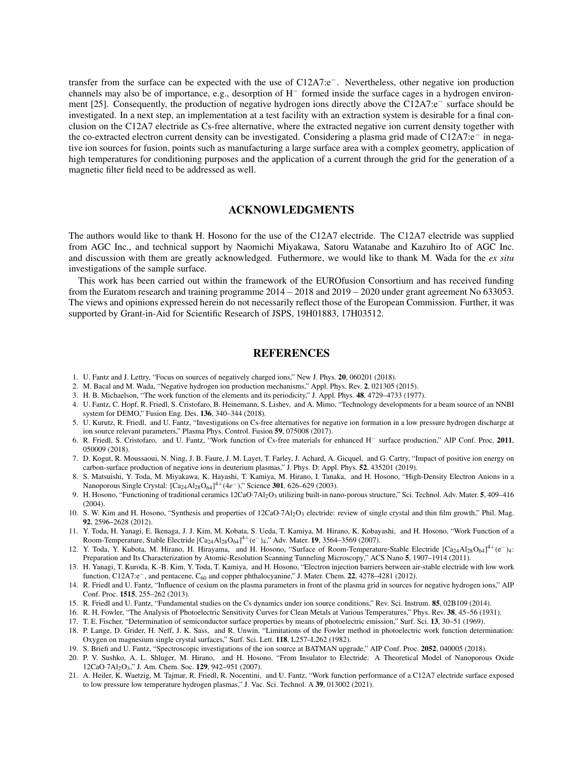transfer from the surface can be expected with the use of C12A7:e$^-$. Nevertheless, other negative ion production channels may also be of importance, e.g., desorption of $H^-$ formed inside the surface cages in a hydrogen environment [25]. Consequently, the production of negative hydrogen ions directly above the C12A7:e$^-$ surface should be investigated. In a next step, an implementation at a test facility with an extraction system is desirable for a final conclusion on the C12A7 electride as Cs-free alternative, where the extracted negative ion current density together with the co-extracted electron current density can be investigated. Considering a plasma grid made of C12A7:e$^-$ in negative ion sources for fusion, points such as manufacturing a large surface area with a complex geometry, application of high temperatures for conditioning purposes and the application of a current through the grid for the generation of a magnetic filter field need to be addressed as well.

## ACKNOWLEDGMENTS

The authors would like to thank H. Hosono for the use of the C12A7 electride. The C12A7 electride was supplied from AGC Inc., and technical support by Naomichi Miyakawa, Satoru Watanabe and Kazuhiro Ito of AGC Inc. and discussion with them are greatly acknowledged. Futhermore, we would like to thank M. Wada for the *ex situ* investigations of the sample surface.

This work has been carried out within the framework of the EUROfusion Consortium and has received funding from the Euratom research and training programme 2014 – 2018 and 2019 – 2020 under grant agreement No 633053. The views and opinions expressed herein do not necessarily reflect those of the European Commission. Further, it was supported by Grant-in-Aid for Scientific Research of JSPS, 19H01883, 17H03512.

## REFERENCES

1. U. Fantz and J. Lettry, "Focus on sources of negatively charged ions," New J. Phys. **20**, 060201 (2018).
2. M. Bacal and M. Wada, "Negative hydrogen ion production mechanisms," Appl. Phys. Rev. **2**, 021305 (2015).
3. H. B. Michaelson, "The work function of the elements and its periodicity," J. Appl. Phys. **48**, 4729–4733 (1977).
4. U. Fantz, C. Hopf, R. Friedl, S. Cristofaro, B. Heinemann, S. Lishev, and A. Mimo, "Technology developments for a beam source of an NNBI system for DEMO," Fusion Eng. Des. **136**, 340–344 (2018).
5. U. Kurutz, R. Friedl, and U. Fantz, "Investigations on Cs-free alternatives for negative ion formation in a low pressure hydrogen discharge at ion source relevant parameters," Plasma Phys. Control. Fusion **59**, 075008 (2017).
6. R. Friedl, S. Cristofaro, and U. Fantz, "Work function of Cs-free materials for enhanced $H^-$ surface production," AIP Conf. Proc. **2011**, 050009 (2018).
7. D. Kogut, R. Moussaoui, N. Ning, J. B. Faure, J. M. Layet, T. Farley, J. Achard, A. Gicquel, and G. Cartry, "Impact of positive ion energy on carbon-surface production of negative ions in deuterium plasmas," J. Phys. D: Appl. Phys. **52**, 435201 (2019).
8. S. Matsuishi, Y. Toda, M. Miyakawa, K. Hayashi, T. Kamiya, M. Hirano, I. Tanaka, and H. Hosono, "High-Density Electron Anions in a Nanoporous Single Crystal: $[Ca_{24}Al_{28}O_{64}]^{4+}(4e^-)$," Science **301**, 626–629 (2003).
9. H. Hosono, "Functioning of traditional ceramics $12CaO{\cdot}7Al_2O_3$ utilizing built-in nano-porous structure," Sci. Technol. Adv. Mater. **5**, 409–416 (2004).
10. S. W. Kim and H. Hosono, "Synthesis and properties of $12CaO{\cdot}7Al_2O_3$ electride: review of single crystal and thin film growth," Phil. Mag. **92**, 2596–2628 (2012).
11. Y. Toda, H. Yanagi, E. Ikenaga, J. J. Kim, M. Kobata, S. Ueda, T. Kamiya, M. Hirano, K. Kobayashi, and H. Hosono, "Work Function of a Room-Temperature, Stable Electride $[Ca_{24}Al_{28}O_{64}]^{4+}(e^-)_4$," Adv. Mater. **19**, 3564–3569 (2007).
12. Y. Toda, Y. Kubota, M. Hirano, H. Hirayama, and H. Hosono, "Surface of Room-Temperature-Stable Electride $[Ca_{24}Al_{28}O_{64}]^{4+}(e^-)_4$: Preparation and Its Characterization by Atomic-Resolution Scanning Tunneling Microscopy," ACS Nano **5**, 1907–1914 (2011).
13. H. Yanagi, T. Kuroda, K.-B. Kim, Y. Toda, T. Kamiya, and H. Hosono, "Electron injection barriers between air-stable electride with low work function, C12A7:e$^-$, and pentacene, $C_{60}$ and copper phthalocyanine," J. Mater. Chem. **22**, 4278–4281 (2012).
14. R. Friedl and U. Fantz, "Influence of cesium on the plasma parameters in front of the plasma grid in sources for negative hydrogen ions," AIP Conf. Proc. **1515**, 255–262 (2013).
15. R. Friedl and U. Fantz, "Fundamental studies on the Cs dynamics under ion source conditions," Rev. Sci. Instrum. **85**, 02B109 (2014).
16. R. H. Fowler, "The Analysis of Photoelectric Sensitivity Curves for Clean Metals at Various Temperatures," Phys. Rev. **38**, 45–56 (1931).
17. T. E. Fischer, "Determination of semiconductor surface properties by means of photoelectric emission," Surf. Sci. **13**, 30–51 (1969).
18. P. Lange, D. Grider, H. Neff, J. K. Sass, and R. Unwin, "Limitations of the Fowler method in photoelectric work function determination: Oxygen on magnesium single crystal surfaces," Surf. Sci. Lett. **118**, L257–L262 (1982).
19. S. Briefi and U. Fantz, "Spectroscopic investigations of the ion source at BATMAN upgrade," AIP Conf. Proc. **2052**, 040005 (2018).
20. P. V. Sushko, A. L. Shluger, M. Hirano, and H. Hosono, "From Insulator to Electride: A Theoretical Model of Nanoporous Oxide $12CaO{\cdot}7Al_2O_3$," J. Am. Chem. Soc. **129**, 942–951 (2007).
21. A. Heiler, K. Waetzig, M. Tajmar, R. Friedl, R. Nocentini, and U. Fantz, "Work function performance of a C12A7 electride surface exposed to low pressure low temperature hydrogen plasmas," J. Vac. Sci. Technol. A **39**, 013002 (2021).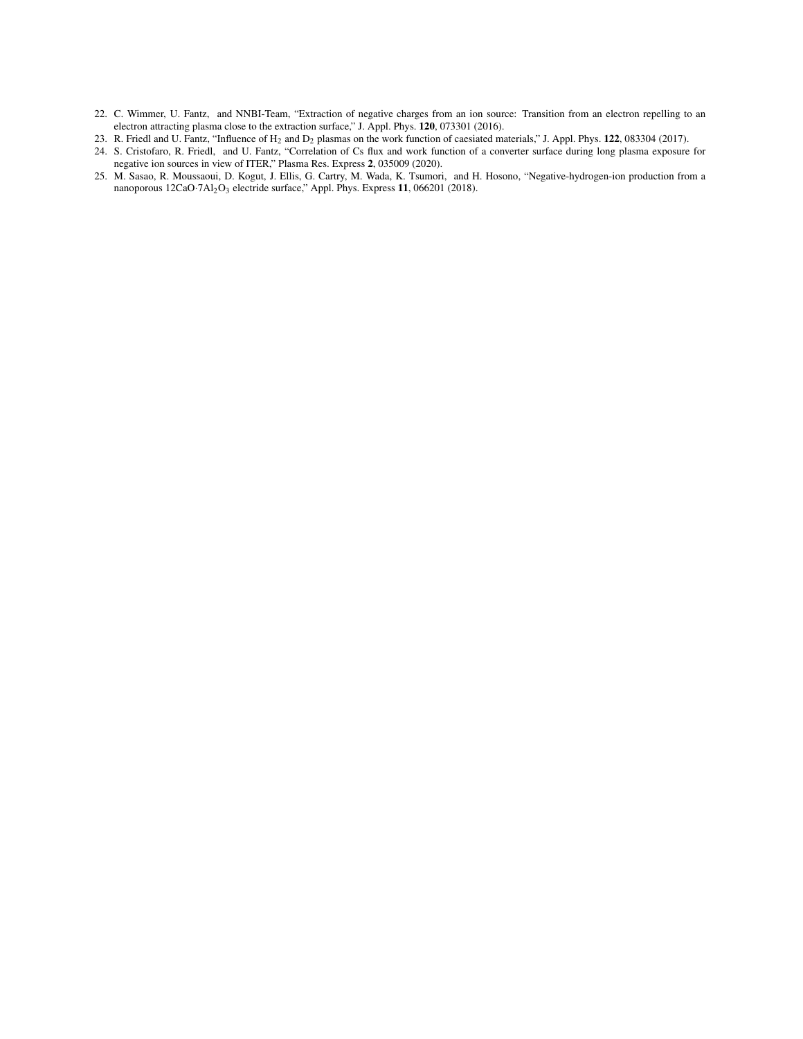22. C. Wimmer, U. Fantz, and NNBI-Team, "Extraction of negative charges from an ion source: Transition from an electron repelling to an electron attracting plasma close to the extraction surface," J. Appl. Phys. **120**, 073301 (2016).
23. R. Friedl and U. Fantz, "Influence of $H_2$ and $D_2$ plasmas on the work function of caesiated materials," J. Appl. Phys. **122**, 083304 (2017).
24. S. Cristofaro, R. Friedl, and U. Fantz, "Correlation of Cs flux and work function of a converter surface during long plasma exposure for negative ion sources in view of ITER," Plasma Res. Express **2**, 035009 (2020).
25. M. Sasao, R. Moussaoui, D. Kogut, J. Ellis, G. Cartry, M. Wada, K. Tsumori, and H. Hosono, "Negative-hydrogen-ion production from a nanoporous $12CaO{\cdot}7Al_2O_3$ electride surface," Appl. Phys. Express **11**, 066201 (2018).